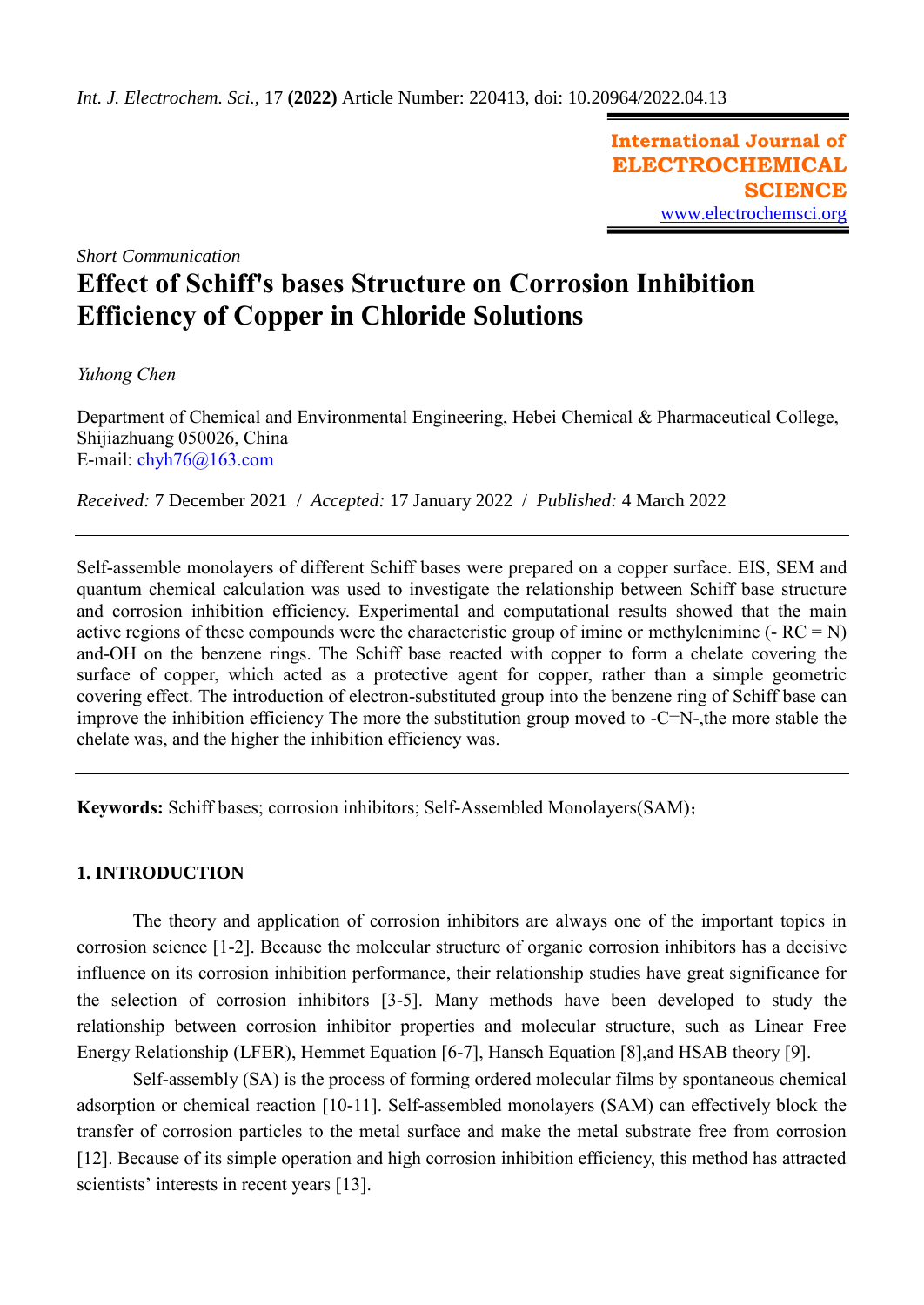*Int. J. Electrochem. Sci.,* 17 **(2022)** Article Number: 220413, doi: 10.20964/2022.04.13

**International Journal of ELECTROCHEMICAL SCIENCE**
www.electrochemsci.org

*Short Communication*

# Effect of Schiff's bases Structure on Corrosion Inhibition Efficiency of Copper in Chloride Solutions

*Yuhong Chen*

Department of Chemical and Environmental Engineering, Hebei Chemical & Pharmaceutical College, Shijiazhuang 050026, China
E-mail: chyh76@163.com

*Received:* 7 December 2021 / *Accepted:* 17 January 2022 / *Published:* 4 March 2022

Self-assemble monolayers of different Schiff bases were prepared on a copper surface. EIS, SEM and quantum chemical calculation was used to investigate the relationship between Schiff base structure and corrosion inhibition efficiency. Experimental and computational results showed that the main active regions of these compounds were the characteristic group of imine or methylenimine (- RC = N) and-OH on the benzene rings. The Schiff base reacted with copper to form a chelate covering the surface of copper, which acted as a protective agent for copper, rather than a simple geometric covering effect. The introduction of electron-substituted group into the benzene ring of Schiff base can improve the inhibition efficiency The more the substitution group moved to -C=N-,the more stable the chelate was, and the higher the inhibition efficiency was.

**Keywords:** Schiff bases; corrosion inhibitors; Self-Assembled Monolayers(SAM)；

## 1. INTRODUCTION

The theory and application of corrosion inhibitors are always one of the important topics in corrosion science [1-2]. Because the molecular structure of organic corrosion inhibitors has a decisive influence on its corrosion inhibition performance, their relationship studies have great significance for the selection of corrosion inhibitors [3-5]. Many methods have been developed to study the relationship between corrosion inhibitor properties and molecular structure, such as Linear Free Energy Relationship (LFER), Hemmet Equation [6-7], Hansch Equation [8],and HSAB theory [9].

Self-assembly (SA) is the process of forming ordered molecular films by spontaneous chemical adsorption or chemical reaction [10-11]. Self-assembled monolayers (SAM) can effectively block the transfer of corrosion particles to the metal surface and make the metal substrate free from corrosion [12]. Because of its simple operation and high corrosion inhibition efficiency, this method has attracted scientists' interests in recent years [13].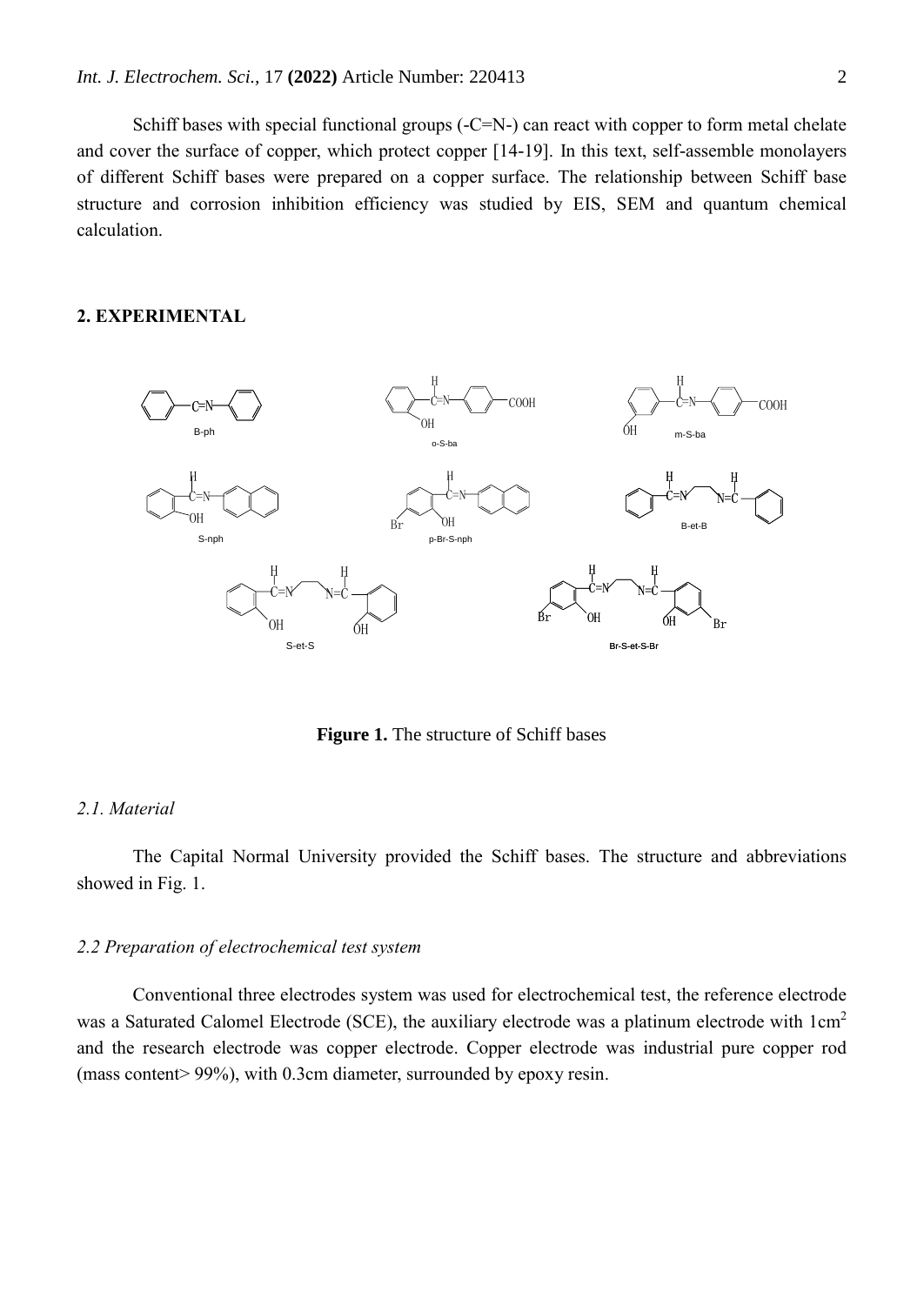Schiff bases with special functional groups (-C=N-) can react with copper to form metal chelate and cover the surface of copper, which protect copper [14-19]. In this text, self-assemble monolayers of different Schiff bases were prepared on a copper surface. The relationship between Schiff base structure and corrosion inhibition efficiency was studied by EIS, SEM and quantum chemical calculation.

## 2. EXPERIMENTAL

**Figure 1.** The structure of Schiff bases

### *2.1. Material*

The Capital Normal University provided the Schiff bases. The structure and abbreviations showed in Fig. 1.

### *2.2 Preparation of electrochemical test system*

Conventional three electrodes system was used for electrochemical test, the reference electrode was a Saturated Calomel Electrode (SCE), the auxiliary electrode was a platinum electrode with $1cm^2$ and the research electrode was copper electrode. Copper electrode was industrial pure copper rod (mass content> 99%), with 0.3cm diameter, surrounded by epoxy resin.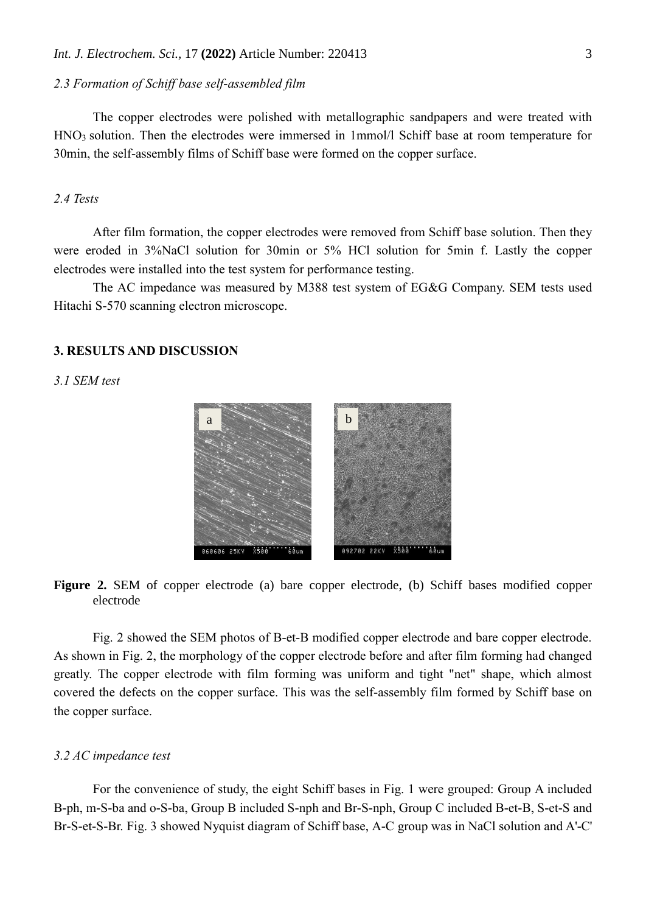### 2.3 Formation of Schiff base self-assembled film

The copper electrodes were polished with metallographic sandpapers and were treated with $HNO_3$ solution. Then the electrodes were immersed in 1mmol/l Schiff base at room temperature for 30min, the self-assembly films of Schiff base were formed on the copper surface.

### 2.4 Tests

After film formation, the copper electrodes were removed from Schiff base solution. Then they were eroded in 3%NaCl solution for 30min or 5% HCl solution for 5min f. Lastly the copper electrodes were installed into the test system for performance testing.

The AC impedance was measured by M388 test system of EG&G Company. SEM tests used Hitachi S-570 scanning electron microscope.

## 3. RESULTS AND DISCUSSION

### 3.1 SEM test

**Figure 2.** SEM of copper electrode (a) bare copper electrode, (b) Schiff bases modified copper electrode

Fig. 2 showed the SEM photos of B-et-B modified copper electrode and bare copper electrode. As shown in Fig. 2, the morphology of the copper electrode before and after film forming had changed greatly. The copper electrode with film forming was uniform and tight "net" shape, which almost covered the defects on the copper surface. This was the self-assembly film formed by Schiff base on the copper surface.

### 3.2 AC impedance test

For the convenience of study, the eight Schiff bases in Fig. 1 were grouped: Group A included B-ph, m-S-ba and o-S-ba, Group B included S-nph and Br-S-nph, Group C included B-et-B, S-et-S and Br-S-et-S-Br. Fig. 3 showed Nyquist diagram of Schiff base, A-C group was in NaCl solution and A'-C'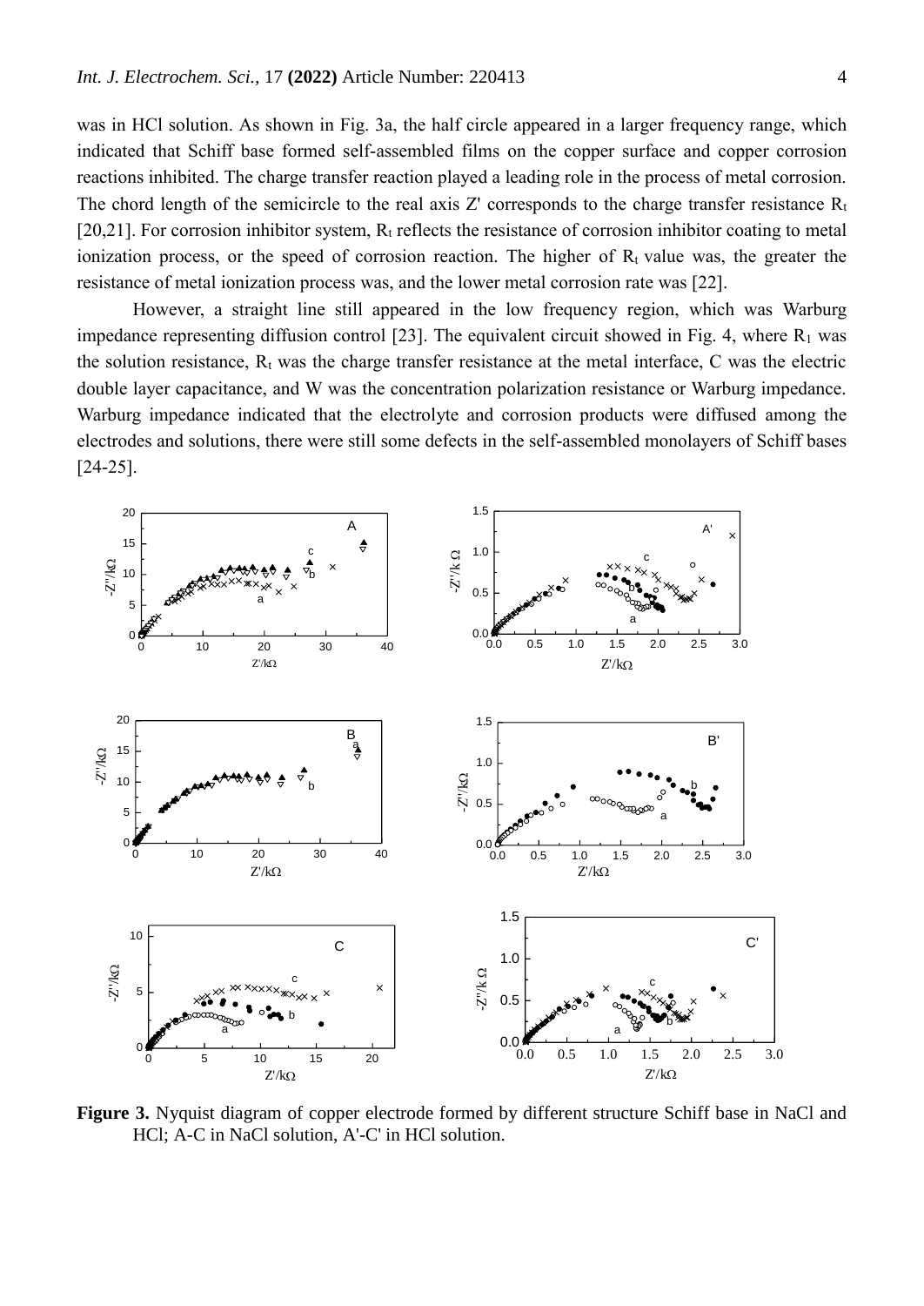was in HCl solution. As shown in Fig. 3a, the half circle appeared in a larger frequency range, which indicated that Schiff base formed self-assembled films on the copper surface and copper corrosion reactions inhibited. The charge transfer reaction played a leading role in the process of metal corrosion. The chord length of the semicircle to the real axis Z' corresponds to the charge transfer resistance $R_t$ [20,21]. For corrosion inhibitor system, $R_t$ reflects the resistance of corrosion inhibitor coating to metal ionization process, or the speed of corrosion reaction. The higher of $R_t$ value was, the greater the resistance of metal ionization process was, and the lower metal corrosion rate was [22].

However, a straight line still appeared in the low frequency region, which was Warburg impedance representing diffusion control [23]. The equivalent circuit showed in Fig. 4, where $R_1$ was the solution resistance, $R_t$ was the charge transfer resistance at the metal interface, C was the electric double layer capacitance, and W was the concentration polarization resistance or Warburg impedance. Warburg impedance indicated that the electrolyte and corrosion products were diffused among the electrodes and solutions, there were still some defects in the self-assembled monolayers of Schiff bases [24-25].

**Figure 3.** Nyquist diagram of copper electrode formed by different structure Schiff base in NaCl and HCl; A-C in NaCl solution, A'-C' in HCl solution.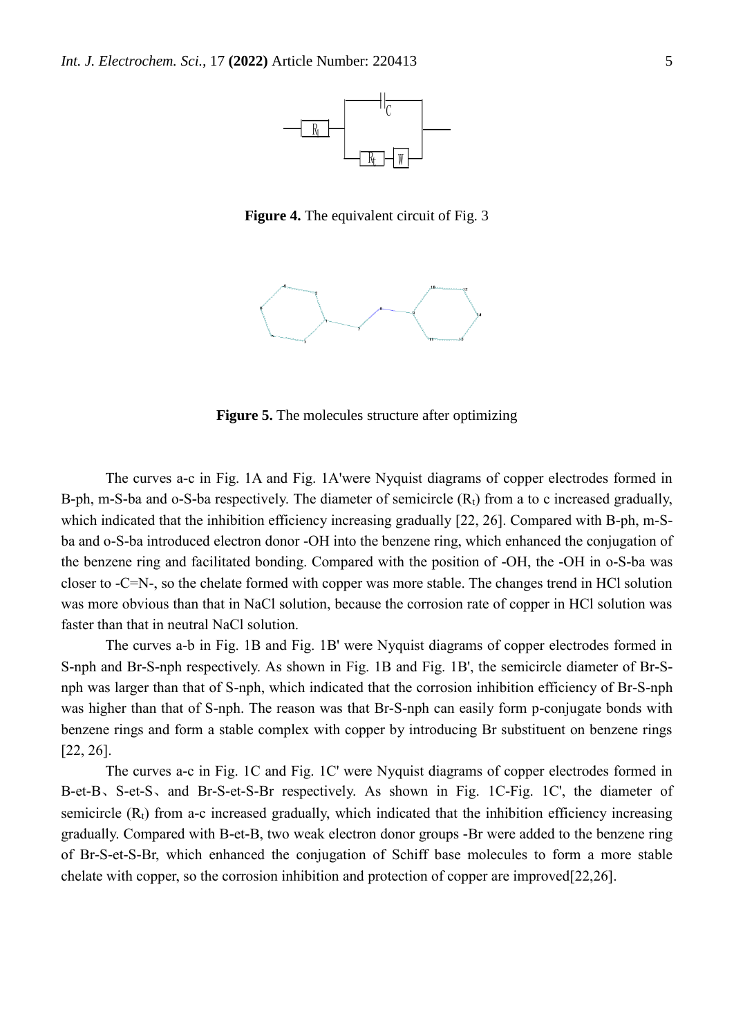**Figure 4.** The equivalent circuit of Fig. 3

**Figure 5.** The molecules structure after optimizing

The curves a-c in Fig. 1A and Fig. 1A'were Nyquist diagrams of copper electrodes formed in B-ph, m-S-ba and o-S-ba respectively. The diameter of semicircle ($R_t$) from a to c increased gradually, which indicated that the inhibition efficiency increasing gradually [22, 26]. Compared with B-ph, m-S-ba and o-S-ba introduced electron donor -OH into the benzene ring, which enhanced the conjugation of the benzene ring and facilitated bonding. Compared with the position of -OH, the -OH in o-S-ba was closer to -C=N-, so the chelate formed with copper was more stable. The changes trend in HCl solution was more obvious than that in NaCl solution, because the corrosion rate of copper in HCl solution was faster than that in neutral NaCl solution.

The curves a-b in Fig. 1B and Fig. 1B' were Nyquist diagrams of copper electrodes formed in S-nph and Br-S-nph respectively. As shown in Fig. 1B and Fig. 1B', the semicircle diameter of Br-S-nph was larger than that of S-nph, which indicated that the corrosion inhibition efficiency of Br-S-nph was higher than that of S-nph. The reason was that Br-S-nph can easily form p-conjugate bonds with benzene rings and form a stable complex with copper by introducing Br substituent on benzene rings [22, 26].

The curves a-c in Fig. 1C and Fig. 1C' were Nyquist diagrams of copper electrodes formed in B-et-B、S-et-S、and Br-S-et-S-Br respectively. As shown in Fig. 1C-Fig. 1C', the diameter of semicircle ($R_t$) from a-c increased gradually, which indicated that the inhibition efficiency increasing gradually. Compared with B-et-B, two weak electron donor groups -Br were added to the benzene ring of Br-S-et-S-Br, which enhanced the conjugation of Schiff base molecules to form a more stable chelate with copper, so the corrosion inhibition and protection of copper are improved[22,26].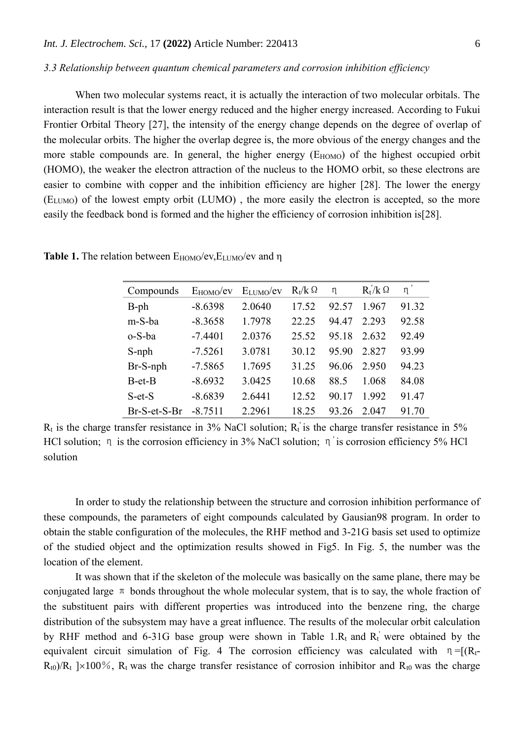### *3.3 Relationship between quantum chemical parameters and corrosion inhibition efficiency*

When two molecular systems react, it is actually the interaction of two molecular orbitals. The interaction result is that the lower energy reduced and the higher energy increased. According to Fukui Frontier Orbital Theory [27], the intensity of the energy change depends on the degree of overlap of the molecular orbits. The higher the overlap degree is, the more obvious of the energy changes and the more stable compounds are. In general, the higher energy ($E_{HOMO}$) of the highest occupied orbit (HOMO), the weaker the electron attraction of the nucleus to the HOMO orbit, so these electrons are easier to combine with copper and the inhibition efficiency are higher [28]. The lower the energy ($E_{LUMO}$) of the lowest empty orbit (LUMO) , the more easily the electron is accepted, so the more easily the feedback bond is formed and the higher the efficiency of corrosion inhibition is[28].

**Table 1.** The relation between $E_{HOMO}$/ev,$E_{LUMO}$/ev and η

| Compounds | $E_{HOMO}$/ev | $E_{LUMO}$/ev | $R_t$/kΩ | η | $R_t'$/kΩ | η' |
|---|---|---|---|---|---|---|
| B-ph | -8.6398 | 2.0640 | 17.52 | 92.57 | 1.967 | 91.32 |
| m-S-ba | -8.3658 | 1.7978 | 22.25 | 94.47 | 2.293 | 92.58 |
| o-S-ba | -7.4401 | 2.0376 | 25.52 | 95.18 | 2.632 | 92.49 |
| S-nph | -7.5261 | 3.0781 | 30.12 | 95.90 | 2.827 | 93.99 |
| Br-S-nph | -7.5865 | 1.7695 | 31.25 | 96.06 | 2.950 | 94.23 |
| B-et-B | -8.6932 | 3.0425 | 10.68 | 88.5 | 1.068 | 84.08 |
| S-et-S | -8.6839 | 2.6441 | 12.52 | 90.17 | 1.992 | 91.47 |
| Br-S-et-S-Br | -8.7511 | 2.2961 | 18.25 | 93.26 | 2.047 | 91.70 |

$R_t$ is the charge transfer resistance in 3% NaCl solution; $R_t'$ is the charge transfer resistance in 5% HCl solution; η is the corrosion efficiency in 3% NaCl solution; η' is corrosion efficiency 5% HCl solution

In order to study the relationship between the structure and corrosion inhibition performance of these compounds, the parameters of eight compounds calculated by Gausian98 program. In order to obtain the stable configuration of the molecules, the RHF method and 3-21G basis set used to optimize of the studied object and the optimization results showed in Fig5. In Fig. 5, the number was the location of the element.

It was shown that if the skeleton of the molecule was basically on the same plane, there may be conjugated large π bonds throughout the whole molecular system, that is to say, the whole fraction of the substituent pairs with different properties was introduced into the benzene ring, the charge distribution of the subsystem may have a great influence. The results of the molecular orbit calculation by RHF method and 6-31G base group were shown in Table 1.$R_t$ and $R_t'$ were obtained by the equivalent circuit simulation of Fig. 4 The corrosion efficiency was calculated with $\eta=[(R_t-R_{t0})/R_t]\times100\%$, $R_t$ was the charge transfer resistance of corrosion inhibitor and $R_{t0}$ was the charge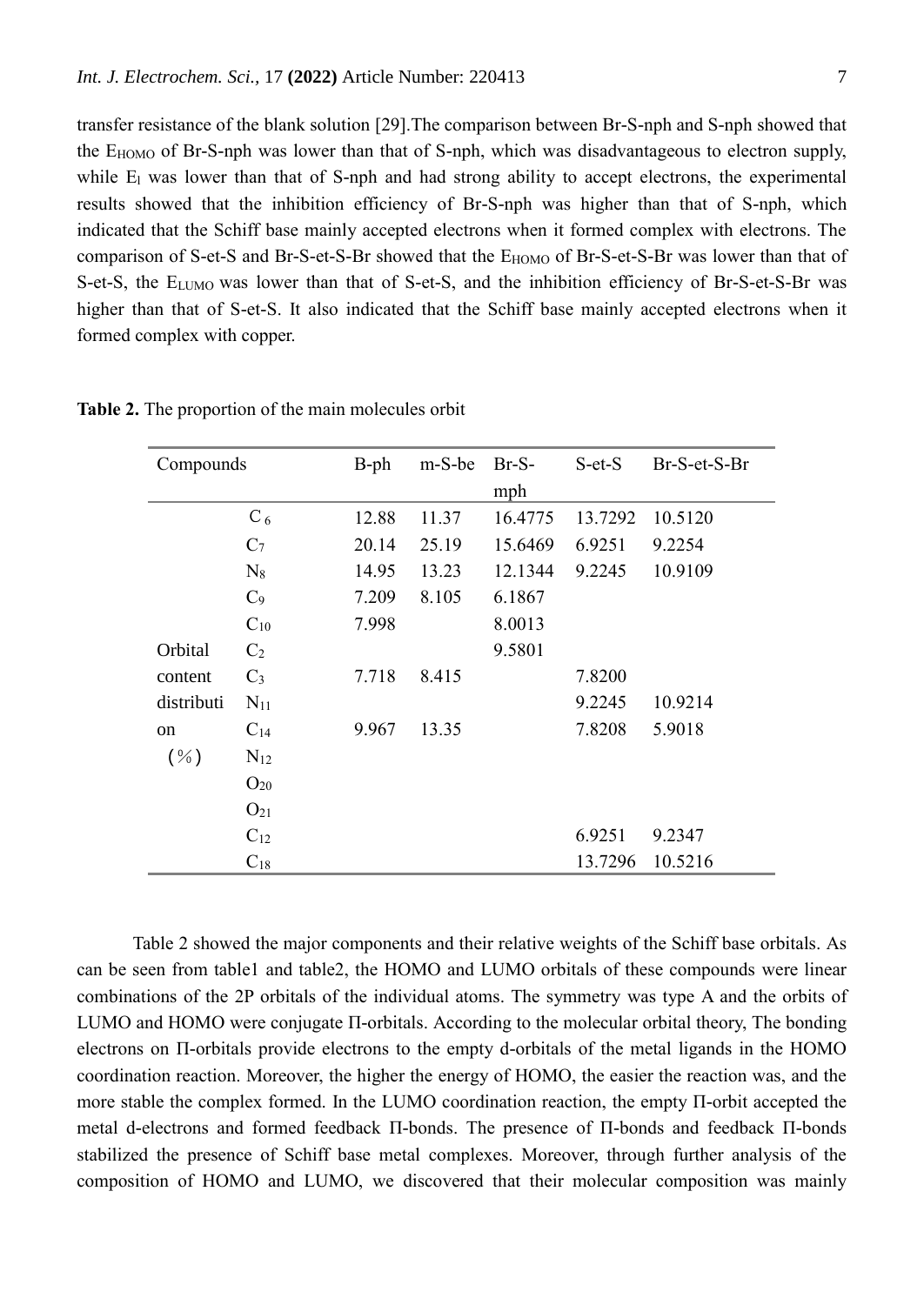transfer resistance of the blank solution [29].The comparison between Br-S-nph and S-nph showed that the $E_{HOMO}$ of Br-S-nph was lower than that of S-nph, which was disadvantageous to electron supply, while $E_l$ was lower than that of S-nph and had strong ability to accept electrons, the experimental results showed that the inhibition efficiency of Br-S-nph was higher than that of S-nph, which indicated that the Schiff base mainly accepted electrons when it formed complex with electrons. The comparison of S-et-S and Br-S-et-S-Br showed that the $E_{HOMO}$ of Br-S-et-S-Br was lower than that of S-et-S, the $E_{LUMO}$ was lower than that of S-et-S, and the inhibition efficiency of Br-S-et-S-Br was higher than that of S-et-S. It also indicated that the Schiff base mainly accepted electrons when it formed complex with copper.

**Table 2.** The proportion of the main molecules orbit

| Compounds | | B-ph | m-S-be | Br-S-mph | S-et-S | Br-S-et-S-Br |
|---|---|---|---|---|---|---|
| Orbital content distribution (%) | $C_6$ | 12.88 | 11.37 | 16.4775 | 13.7292 | 10.5120 |
| | $C_7$ | 20.14 | 25.19 | 15.6469 | 6.9251 | 9.2254 |
| | $N_8$ | 14.95 | 13.23 | 12.1344 | 9.2245 | 10.9109 |
| | $C_9$ | 7.209 | 8.105 | 6.1867 | | |
| | $C_{10}$ | 7.998 | | 8.0013 | | |
| | $C_2$ | | | 9.5801 | | |
| | $C_3$ | 7.718 | 8.415 | | 7.8200 | |
| | $N_{11}$ | | | | 9.2245 | 10.9214 |
| | $C_{14}$ | 9.967 | 13.35 | | 7.8208 | 5.9018 |
| | $N_{12}$ | | | | | |
| | $O_{20}$ | | | | | |
| | $O_{21}$ | | | | | |
| | $C_{12}$ | | | | 6.9251 | 9.2347 |
| | $C_{18}$ | | | | 13.7296 | 10.5216 |

Table 2 showed the major components and their relative weights of the Schiff base orbitals. As can be seen from table1 and table2, the HOMO and LUMO orbitals of these compounds were linear combinations of the 2P orbitals of the individual atoms. The symmetry was type A and the orbits of LUMO and HOMO were conjugate Π-orbitals. According to the molecular orbital theory, The bonding electrons on Π-orbitals provide electrons to the empty d-orbitals of the metal ligands in the HOMO coordination reaction. Moreover, the higher the energy of HOMO, the easier the reaction was, and the more stable the complex formed. In the LUMO coordination reaction, the empty Π-orbit accepted the metal d-electrons and formed feedback Π-bonds. The presence of Π-bonds and feedback Π-bonds stabilized the presence of Schiff base metal complexes. Moreover, through further analysis of the composition of HOMO and LUMO, we discovered that their molecular composition was mainly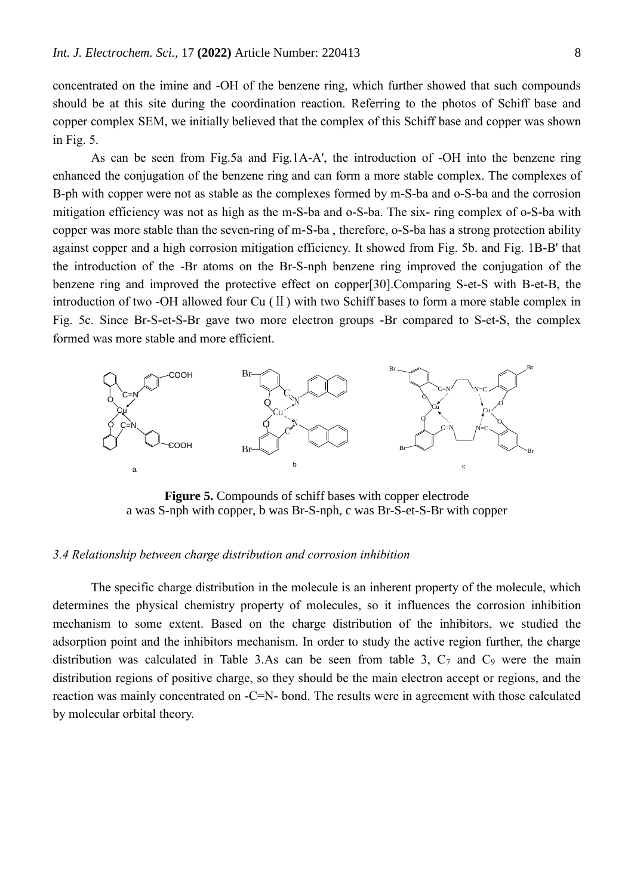concentrated on the imine and -OH of the benzene ring, which further showed that such compounds should be at this site during the coordination reaction. Referring to the photos of Schiff base and copper complex SEM, we initially believed that the complex of this Schiff base and copper was shown in Fig. 5.

As can be seen from Fig.5a and Fig.1A-A', the introduction of -OH into the benzene ring enhanced the conjugation of the benzene ring and can form a more stable complex. The complexes of B-ph with copper were not as stable as the complexes formed by m-S-ba and o-S-ba and the corrosion mitigation efficiency was not as high as the m-S-ba and o-S-ba. The six- ring complex of o-S-ba with copper was more stable than the seven-ring of m-S-ba , therefore, o-S-ba has a strong protection ability against copper and a high corrosion mitigation efficiency. It showed from Fig. 5b. and Fig. 1B-B' that the introduction of the -Br atoms on the Br-S-nph benzene ring improved the conjugation of the benzene ring and improved the protective effect on copper[30].Comparing S-et-S with B-et-B, the introduction of two -OH allowed four Cu (Ⅱ) with two Schiff bases to form a more stable complex in Fig. 5c. Since Br-S-et-S-Br gave two more electron groups -Br compared to S-et-S, the complex formed was more stable and more efficient.

**Figure 5.** Compounds of schiff bases with copper electrode
a was S-nph with copper, b was Br-S-nph, c was Br-S-et-S-Br with copper

### *3.4 Relationship between charge distribution and corrosion inhibition*

The specific charge distribution in the molecule is an inherent property of the molecule, which determines the physical chemistry property of molecules, so it influences the corrosion inhibition mechanism to some extent. Based on the charge distribution of the inhibitors, we studied the adsorption point and the inhibitors mechanism. In order to study the active region further, the charge distribution was calculated in Table 3.As can be seen from table 3, $C_7$ and $C_9$ were the main distribution regions of positive charge, so they should be the main electron accept or regions, and the reaction was mainly concentrated on -C=N- bond. The results were in agreement with those calculated by molecular orbital theory.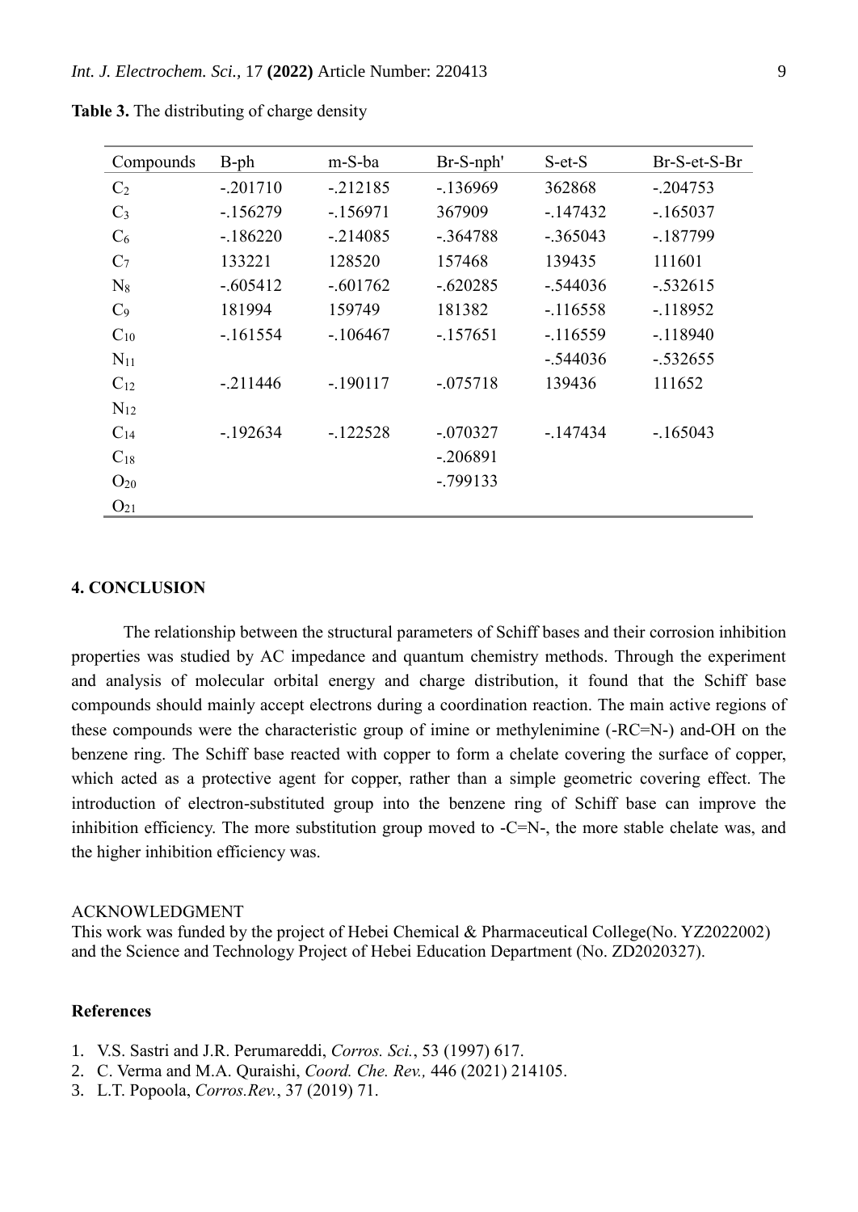**Table 3.** The distributing of charge density

| Compounds | B-ph | m-S-ba | Br-S-nph' | S-et-S | Br-S-et-S-Br |
|---|---|---|---|---|---|
| $C_2$ | -.201710 | -.212185 | -.136969 | 362868 | -.204753 |
| $C_3$ | -.156279 | -.156971 | 367909 | -.147432 | -.165037 |
| $C_6$ | -.186220 | -.214085 | -.364788 | -.365043 | -.187799 |
| $C_7$ | 133221 | 128520 | 157468 | 139435 | 111601 |
| $N_8$ | -.605412 | -.601762 | -.620285 | -.544036 | -.532615 |
| $C_9$ | 181994 | 159749 | 181382 | -.116558 | -.118952 |
| $C_{10}$ | -.161554 | -.106467 | -.157651 | -.116559 | -.118940 |
| $N_{11}$ | | | | -.544036 | -.532655 |
| $C_{12}$ | -.211446 | -.190117 | -.075718 | 139436 | 111652 |
| $N_{12}$ | | | | | |
| $C_{14}$ | -.192634 | -.122528 | -.070327 | -.147434 | -.165043 |
| $C_{18}$ | | | -.206891 | | |
| $O_{20}$ | | | -.799133 | | |
| $O_{21}$ | | | | | |

## 4. CONCLUSION

The relationship between the structural parameters of Schiff bases and their corrosion inhibition properties was studied by AC impedance and quantum chemistry methods. Through the experiment and analysis of molecular orbital energy and charge distribution, it found that the Schiff base compounds should mainly accept electrons during a coordination reaction. The main active regions of these compounds were the characteristic group of imine or methylenimine (-RC=N-) and-OH on the benzene ring. The Schiff base reacted with copper to form a chelate covering the surface of copper, which acted as a protective agent for copper, rather than a simple geometric covering effect. The introduction of electron-substituted group into the benzene ring of Schiff base can improve the inhibition efficiency. The more substitution group moved to -C=N-, the more stable chelate was, and the higher inhibition efficiency was.

ACKNOWLEDGMENT

This work was funded by the project of Hebei Chemical & Pharmaceutical College(No. YZ2022002) and the Science and Technology Project of Hebei Education Department (No. ZD2020327).

### References

1. V.S. Sastri and J.R. Perumareddi, *Corros. Sci.*, 53 (1997) 617.
2. C. Verma and M.A. Quraishi, *Coord. Che. Rev.,* 446 (2021) 214105.
3. L.T. Popoola, *Corros.Rev.*, 37 (2019) 71.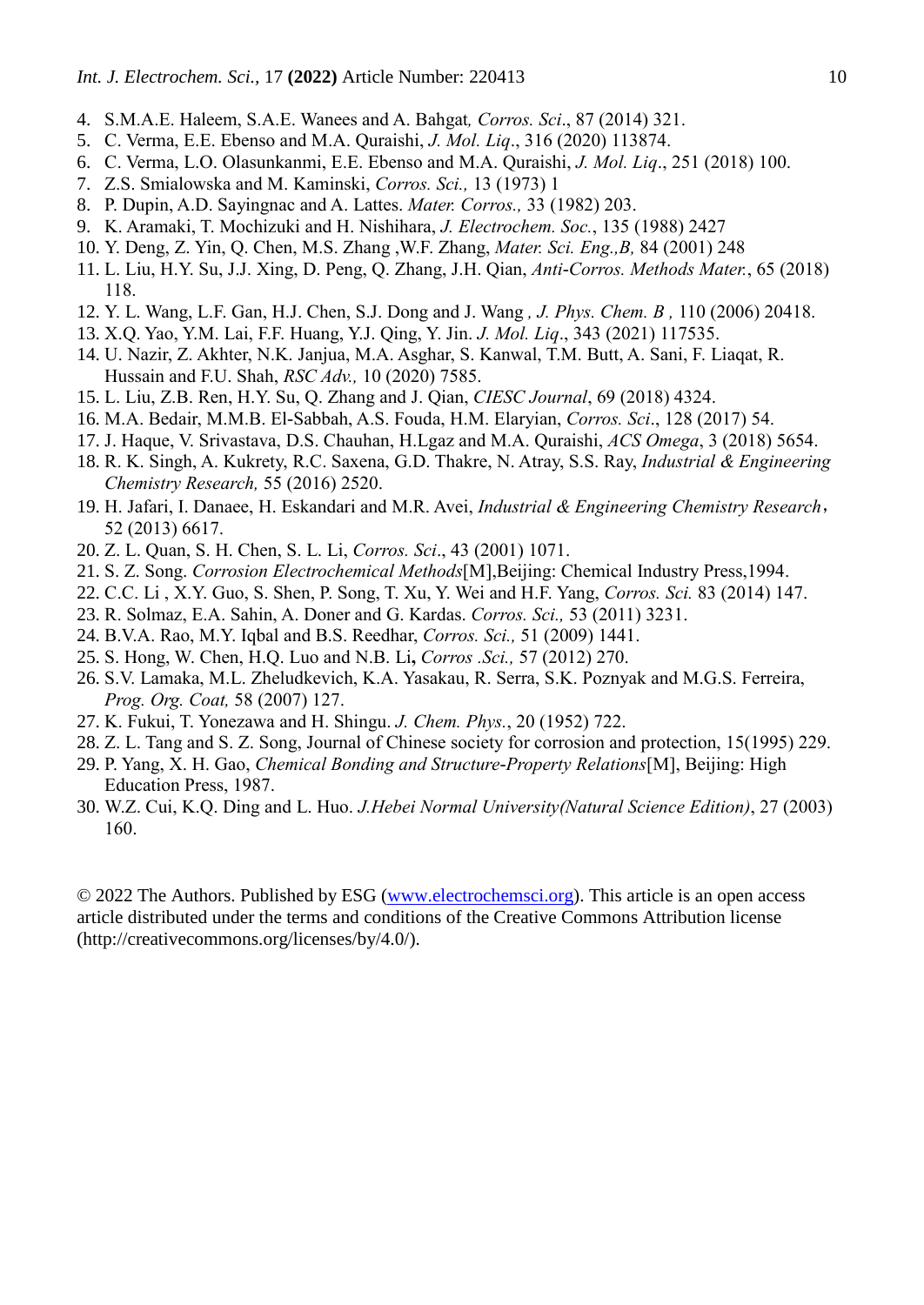4. S.M.A.E. Haleem, S.A.E. Wanees and A. Bahgat, *Corros. Sci*., 87 (2014) 321.
5. C. Verma, E.E. Ebenso and M.A. Quraishi, *J. Mol. Liq*., 316 (2020) 113874.
6. C. Verma, L.O. Olasunkanmi, E.E. Ebenso and M.A. Quraishi, *J. Mol. Liq*., 251 (2018) 100.
7. Z.S. Smialowska and M. Kaminski, *Corros. Sci.,* 13 (1973) 1
8. P. Dupin, A.D. Sayingnac and A. Lattes. *Mater. Corros.,* 33 (1982) 203.
9. K. Aramaki, T. Mochizuki and H. Nishihara, *J. Electrochem. Soc.*, 135 (1988) 2427
10. Y. Deng, Z. Yin, Q. Chen, M.S. Zhang ,W.F. Zhang, *Mater. Sci. Eng.,B,* 84 (2001) 248
11. L. Liu, H.Y. Su, J.J. Xing, D. Peng, Q. Zhang, J.H. Qian, *Anti-Corros. Methods Mater.*, 65 (2018) 118.
12. Y. L. Wang, L.F. Gan, H.J. Chen, S.J. Dong and J. Wang *, J. Phys. Chem. B ,* 110 (2006) 20418.
13. X.Q. Yao, Y.M. Lai, F.F. Huang, Y.J. Qing, Y. Jin. *J. Mol. Liq*., 343 (2021) 117535.
14. U. Nazir, Z. Akhter, N.K. Janjua, M.A. Asghar, S. Kanwal, T.M. Butt, A. Sani, F. Liaqat, R. Hussain and F.U. Shah, *RSC Adv.,* 10 (2020) 7585.
15. L. Liu, Z.B. Ren, H.Y. Su, Q. Zhang and J. Qian, *CIESC Journal*, 69 (2018) 4324.
16. M.A. Bedair, M.M.B. El-Sabbah, A.S. Fouda, H.M. Elaryian, *Corros. Sci*., 128 (2017) 54.
17. J. Haque, V. Srivastava, D.S. Chauhan, H.Lgaz and M.A. Quraishi, *ACS Omega*, 3 (2018) 5654.
18. R. K. Singh, A. Kukrety, R.C. Saxena, G.D. Thakre, N. Atray, S.S. Ray, *Industrial & Engineering Chemistry Research,* 55 (2016) 2520.
19. H. Jafari, I. Danaee, H. Eskandari and M.R. Avei, *Industrial & Engineering Chemistry Research*，52 (2013) 6617.
20. Z. L. Quan, S. H. Chen, S. L. Li, *Corros. Sci*., 43 (2001) 1071.
21. S. Z. Song. *Corrosion Electrochemical Methods*[M],Beijing: Chemical Industry Press,1994.
22. C.C. Li , X.Y. Guo, S. Shen, P. Song, T. Xu, Y. Wei and H.F. Yang, *Corros. Sci.* 83 (2014) 147.
23. R. Solmaz, E.A. Sahin, A. Doner and G. Kardas. *Corros. Sci.,* 53 (2011) 3231.
24. B.V.A. Rao, M.Y. Iqbal and B.S. Reedhar, *Corros. Sci.,* 51 (2009) 1441.
25. S. Hong, W. Chen, H.Q. Luo and N.B. Li**,** *Corros .Sci.,* 57 (2012) 270.
26. S.V. Lamaka, M.L. Zheludkevich, K.A. Yasakau, R. Serra, S.K. Poznyak and M.G.S. Ferreira, *Prog. Org. Coat,* 58 (2007) 127.
27. K. Fukui, T. Yonezawa and H. Shingu. *J. Chem. Phys.*, 20 (1952) 722.
28. Z. L. Tang and S. Z. Song, Journal of Chinese society for corrosion and protection, 15(1995) 229.
29. P. Yang, X. H. Gao, *Chemical Bonding and Structure-Property Relations*[M], Beijing: High Education Press, 1987.
30. W.Z. Cui, K.Q. Ding and L. Huo. *J.Hebei Normal University(Natural Science Edition)*, 27 (2003) 160.

© 2022 The Authors. Published by ESG (www.electrochemsci.org). This article is an open access article distributed under the terms and conditions of the Creative Commons Attribution license (http://creativecommons.org/licenses/by/4.0/).